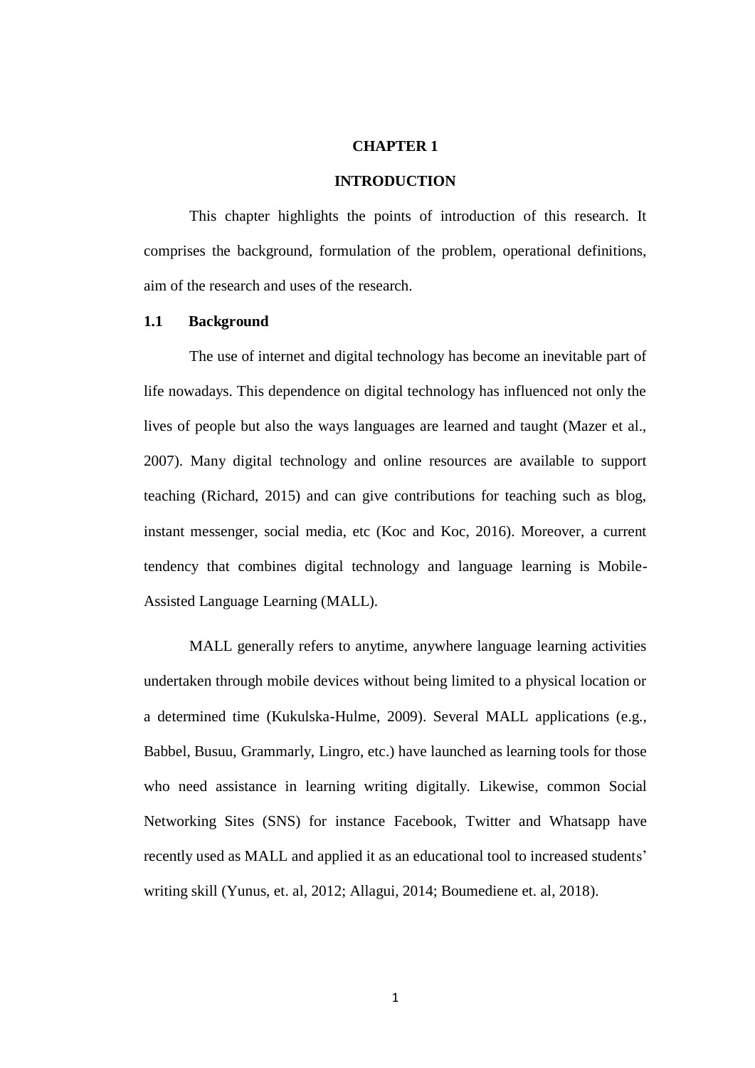# CHAPTER 1

# INTRODUCTION

This chapter highlights the points of introduction of this research. It comprises the background, formulation of the problem, operational definitions, aim of the research and uses of the research.

## 1.1 Background

The use of internet and digital technology has become an inevitable part of life nowadays. This dependence on digital technology has influenced not only the lives of people but also the ways languages are learned and taught (Mazer et al., 2007). Many digital technology and online resources are available to support teaching (Richard, 2015) and can give contributions for teaching such as blog, instant messenger, social media, etc (Koc and Koc, 2016). Moreover, a current tendency that combines digital technology and language learning is Mobile-Assisted Language Learning (MALL).

MALL generally refers to anytime, anywhere language learning activities undertaken through mobile devices without being limited to a physical location or a determined time (Kukulska-Hulme, 2009). Several MALL applications (e.g., Babbel, Busuu, Grammarly, Lingro, etc.) have launched as learning tools for those who need assistance in learning writing digitally. Likewise, common Social Networking Sites (SNS) for instance Facebook, Twitter and Whatsapp have recently used as MALL and applied it as an educational tool to increased students' writing skill (Yunus, et. al, 2012; Allagui, 2014; Boumediene et. al, 2018).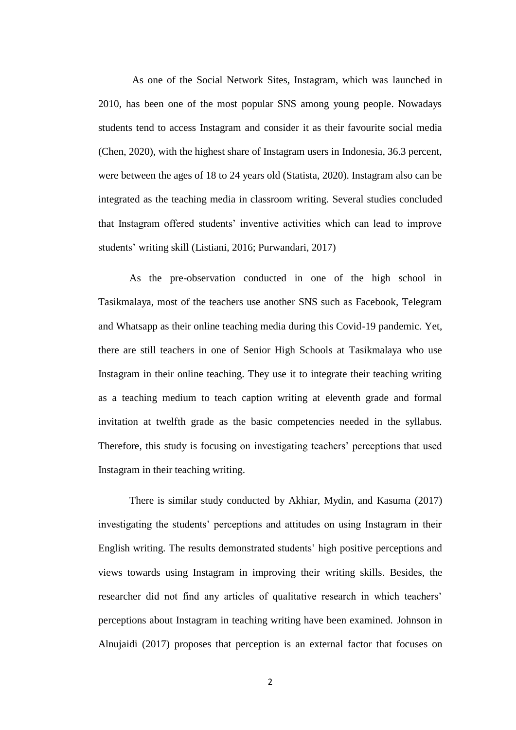As one of the Social Network Sites, Instagram, which was launched in 2010, has been one of the most popular SNS among young people. Nowadays students tend to access Instagram and consider it as their favourite social media (Chen, 2020), with the highest share of Instagram users in Indonesia, 36.3 percent, were between the ages of 18 to 24 years old (Statista, 2020). Instagram also can be integrated as the teaching media in classroom writing. Several studies concluded that Instagram offered students' inventive activities which can lead to improve students' writing skill (Listiani, 2016; Purwandari, 2017)

As the pre-observation conducted in one of the high school in Tasikmalaya, most of the teachers use another SNS such as Facebook, Telegram and Whatsapp as their online teaching media during this Covid-19 pandemic. Yet, there are still teachers in one of Senior High Schools at Tasikmalaya who use Instagram in their online teaching. They use it to integrate their teaching writing as a teaching medium to teach caption writing at eleventh grade and formal invitation at twelfth grade as the basic competencies needed in the syllabus. Therefore, this study is focusing on investigating teachers' perceptions that used Instagram in their teaching writing.

There is similar study conducted by Akhiar, Mydin, and Kasuma (2017) investigating the students' perceptions and attitudes on using Instagram in their English writing. The results demonstrated students' high positive perceptions and views towards using Instagram in improving their writing skills. Besides, the researcher did not find any articles of qualitative research in which teachers' perceptions about Instagram in teaching writing have been examined. Johnson in Alnujaidi (2017) proposes that perception is an external factor that focuses on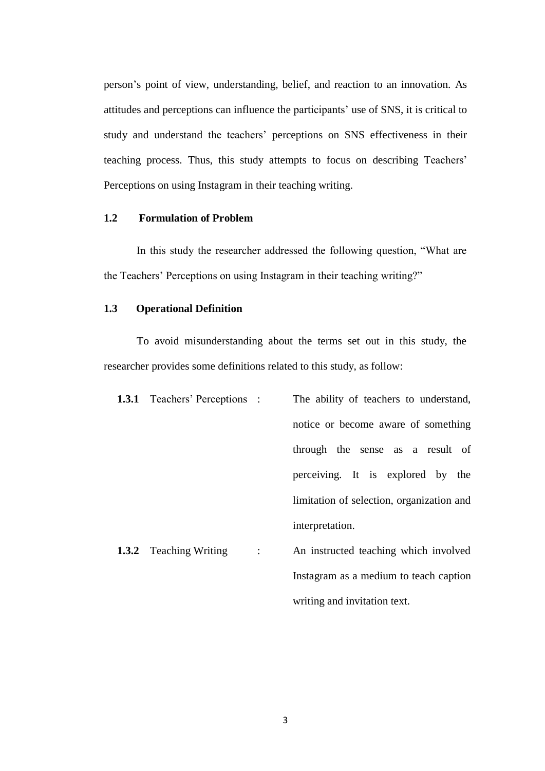person's point of view, understanding, belief, and reaction to an innovation. As attitudes and perceptions can influence the participants' use of SNS, it is critical to study and understand the teachers' perceptions on SNS effectiveness in their teaching process. Thus, this study attempts to focus on describing Teachers' Perceptions on using Instagram in their teaching writing.

### 1.2 Formulation of Problem

In this study the researcher addressed the following question, "What are the Teachers' Perceptions on using Instagram in their teaching writing?"

### 1.3 Operational Definition

To avoid misunderstanding about the terms set out in this study, the researcher provides some definitions related to this study, as follow:

**1.3.1** Teachers' Perceptions : The ability of teachers to understand, notice or become aware of something through the sense as a result of perceiving. It is explored by the limitation of selection, organization and interpretation.

**1.3.2** Teaching Writing : An instructed teaching which involved Instagram as a medium to teach caption writing and invitation text.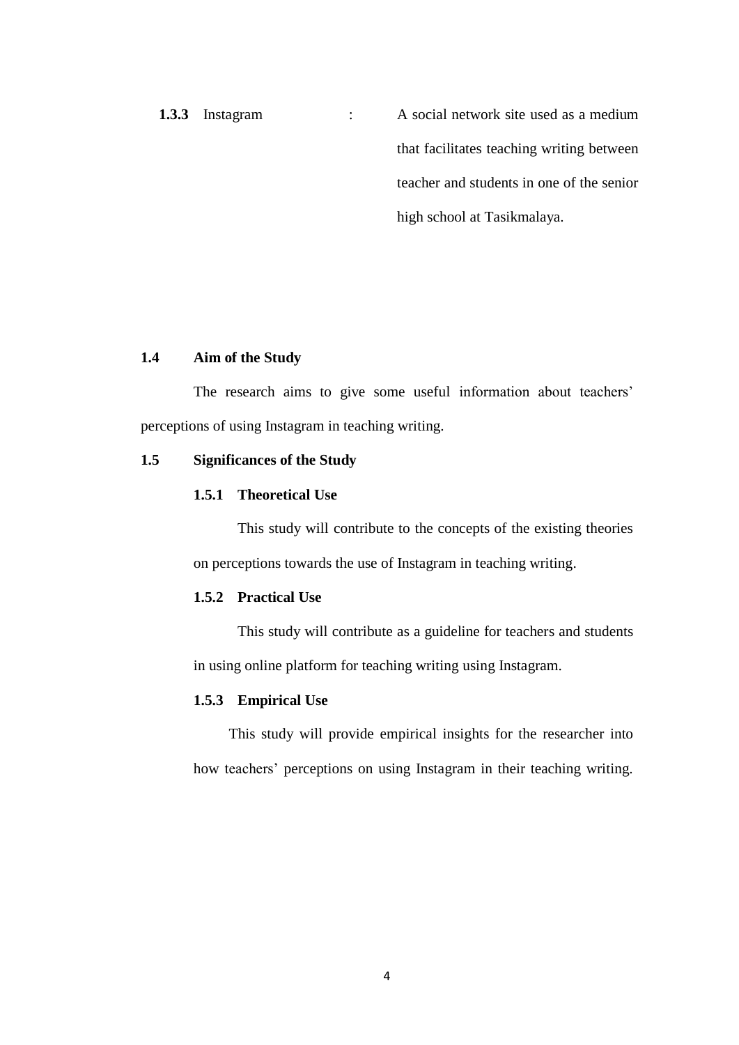**1.3.3** Instagram : A social network site used as a medium that facilitates teaching writing between teacher and students in one of the senior high school at Tasikmalaya.

## 1.4 Aim of the Study

The research aims to give some useful information about teachers' perceptions of using Instagram in teaching writing.

## 1.5 Significances of the Study

### 1.5.1 Theoretical Use

This study will contribute to the concepts of the existing theories on perceptions towards the use of Instagram in teaching writing.

### 1.5.2 Practical Use

This study will contribute as a guideline for teachers and students in using online platform for teaching writing using Instagram.

### 1.5.3 Empirical Use

This study will provide empirical insights for the researcher into how teachers' perceptions on using Instagram in their teaching writing.